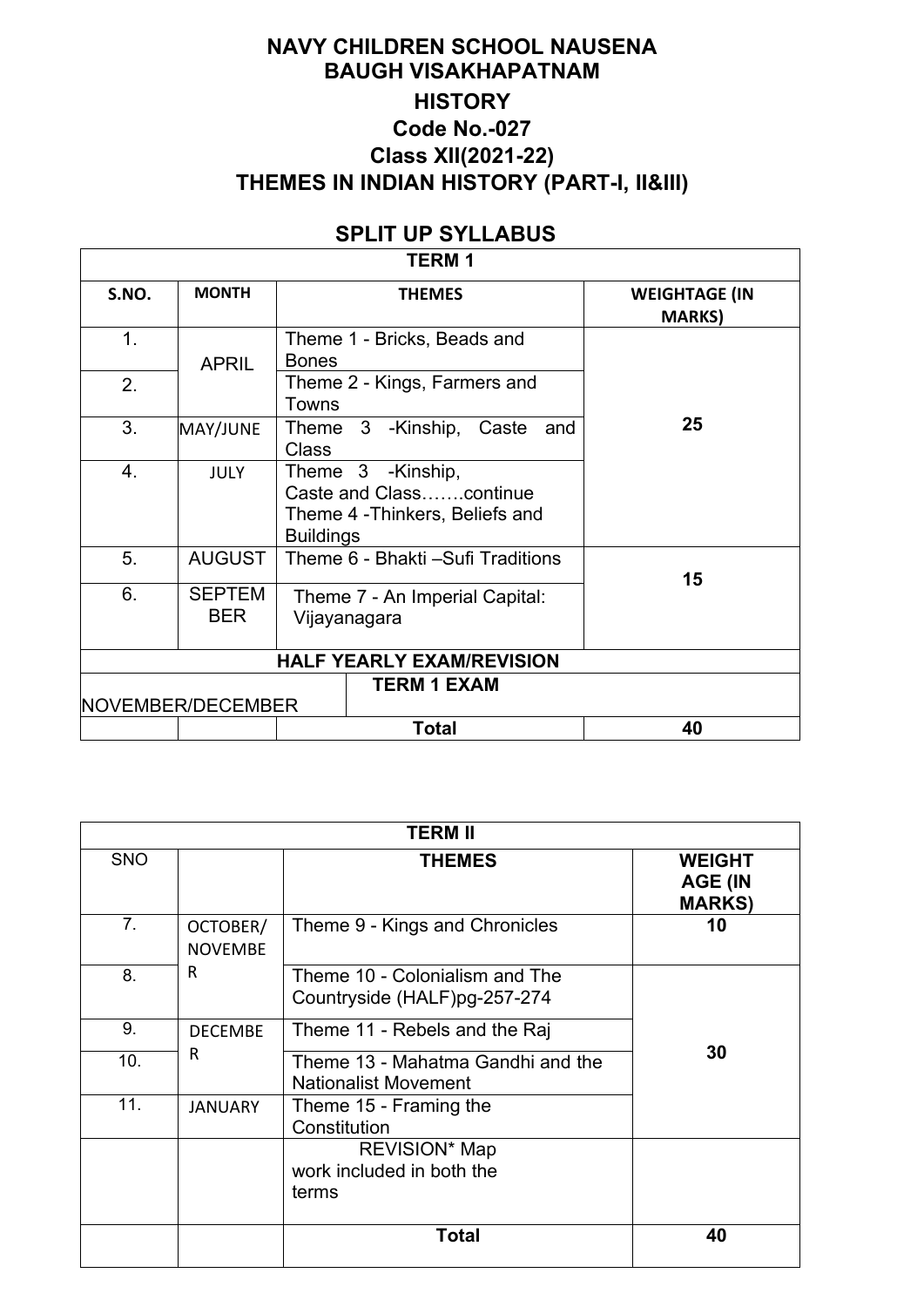# NAVY CHILDREN SCHOOL NAUSENA BAUGH VISAKHAPATNAM

## HISTORY

## Code No.-027

## Class XII(2021-22)

## THEMES IN INDIAN HISTORY (PART-I, II&III)

## SPLIT UP SYLLABUS

| TERM 1 | | | |
|---|---|---|---|
| **S.NO.** | **MONTH** | **THEMES** | **WEIGHTAGE (IN MARKS)** |
| 1. | APRIL | Theme 1 - Bricks, Beads and Bones | 25 |
| 2. | | Theme 2 - Kings, Farmers and Towns | |
| 3. | MAY/JUNE | Theme 3 -Kinship, Caste and Class | |
| 4. | JULY | Theme 3 -Kinship, Caste and Class…….continue<br>Theme 4 -Thinkers, Beliefs and Buildings | |
| 5. | AUGUST | Theme 6 - Bhakti –Sufi Traditions | 15 |
| 6. | SEPTEMBER | Theme 7 - An Imperial Capital: Vijayanagara | |
| **HALF YEARLY EXAM/REVISION** | | | |
| NOVEMBER/DECEMBER | | **TERM 1 EXAM** | |
| | | **Total** | **40** |

| TERM II | | | |
|---|---|---|---|
| SNO | | **THEMES** | **WEIGHTAGE (IN MARKS)** |
| 7. | OCTOBER/ NOVEMBER | Theme 9 - Kings and Chronicles | **10** |
| 8. | | Theme 10 - Colonialism and The Countryside (HALF)pg-257-274 | **30** |
| 9. | DECEMBER | Theme 11 - Rebels and the Raj | |
| 10. | | Theme 13 - Mahatma Gandhi and the Nationalist Movement | |
| 11. | JANUARY | Theme 15 - Framing the Constitution | |
| | | REVISION* Map work included in both the terms | |
| | | **Total** | **40** |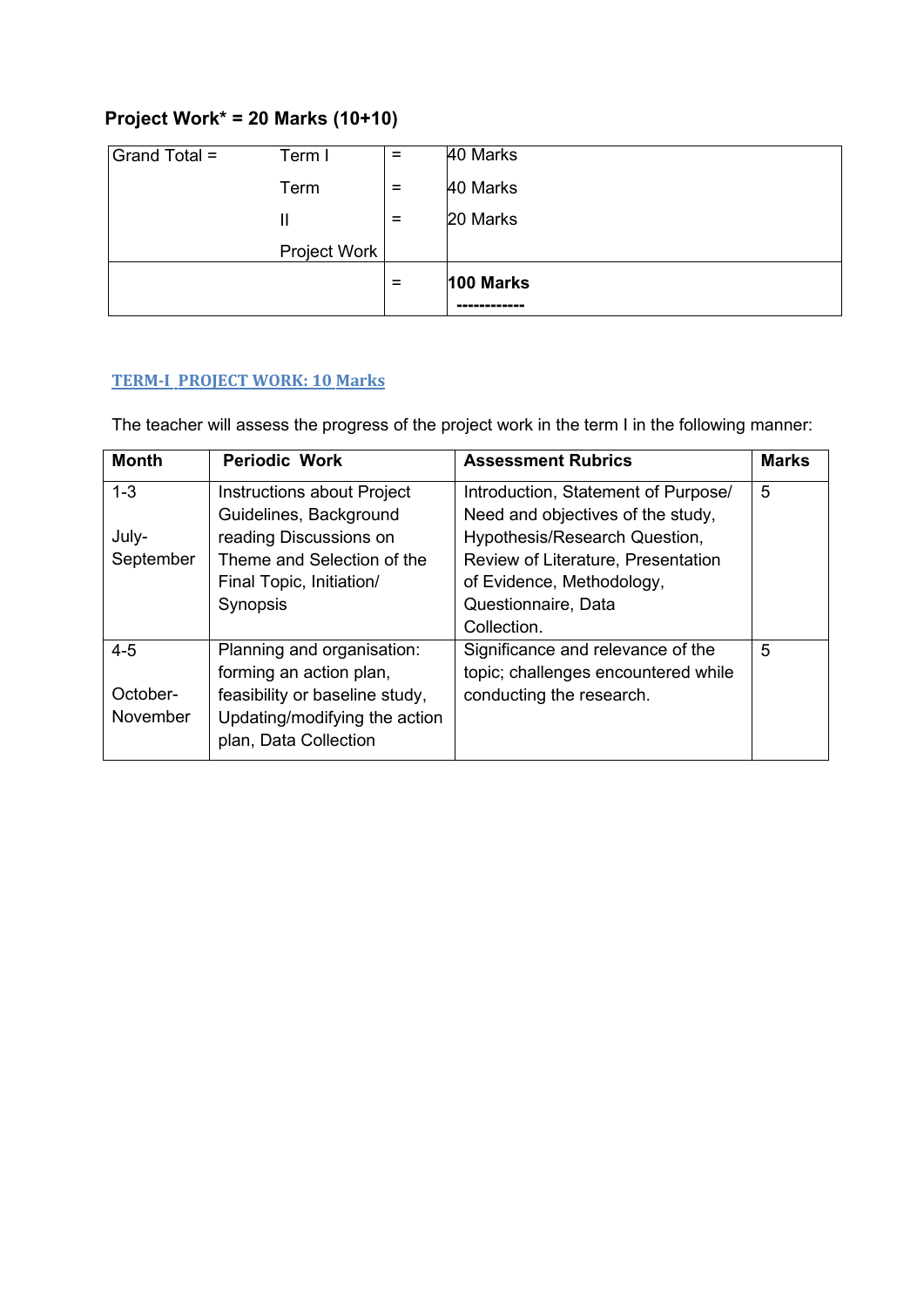**Project Work* = 20 Marks (10+10)**

| Grand Total = | Term I | = | 40 Marks |
|---|---|---|---|
| | Term II | = | 40 Marks |
| | Project Work | = | 20 Marks |
| | | = | **100 Marks** ------------ |

## TERM-I PROJECT WORK: 10 Marks

The teacher will assess the progress of the project work in the term I in the following manner:

| Month | Periodic Work | Assessment Rubrics | Marks |
|---|---|---|---|
| 1-3<br><br>July-September | Instructions about Project Guidelines, Background reading Discussions on Theme and Selection of the Final Topic, Initiation/ Synopsis | Introduction, Statement of Purpose/ Need and objectives of the study, Hypothesis/Research Question, Review of Literature, Presentation of Evidence, Methodology, Questionnaire, Data Collection. | 5 |
| 4-5<br><br>October-November | Planning and organisation: forming an action plan, feasibility or baseline study, Updating/modifying the action plan, Data Collection | Significance and relevance of the topic; challenges encountered while conducting the research. | 5 |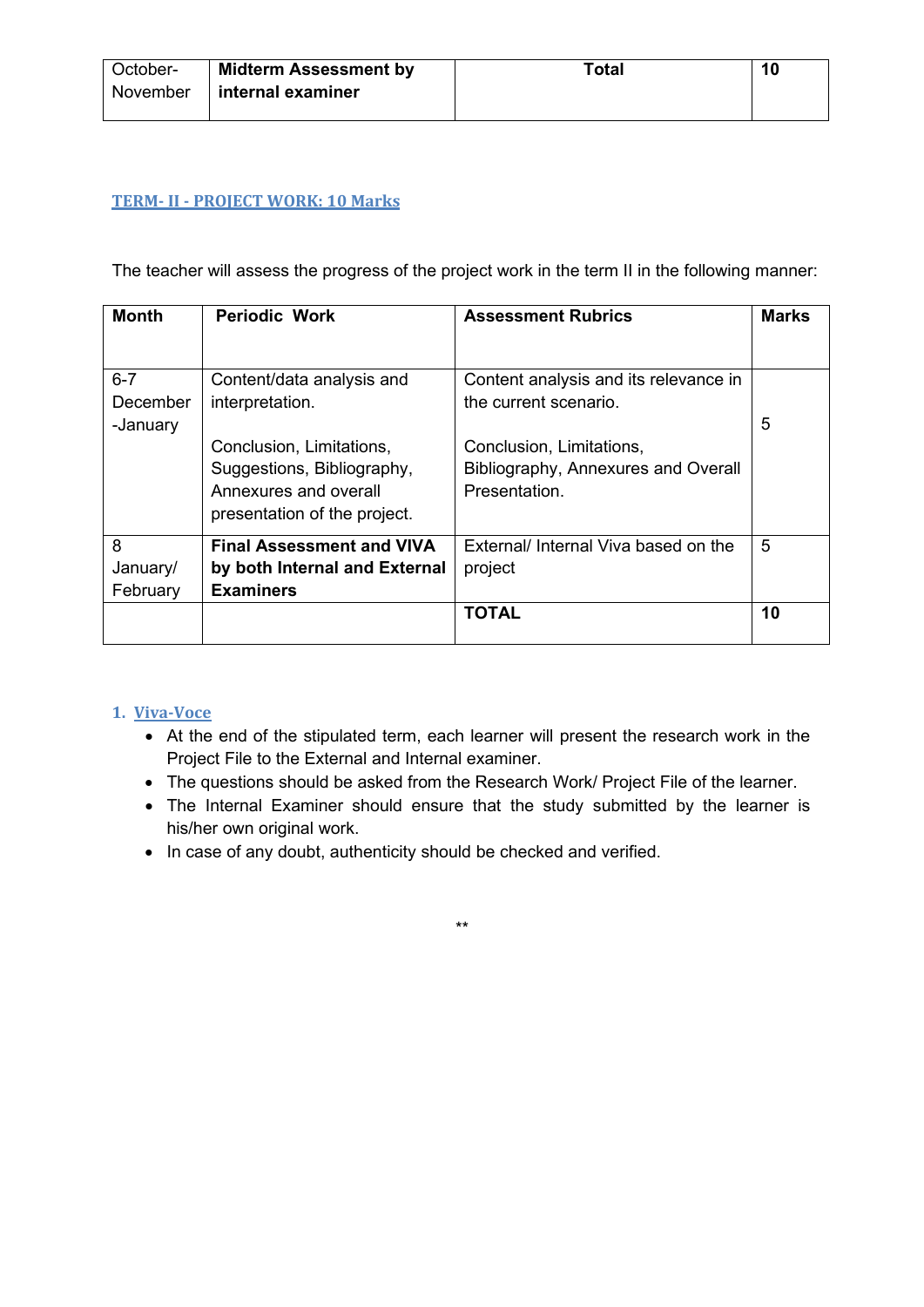| | | | |
|---|---|---|---|
| October-November | **Midterm Assessment by internal examiner** | **Total** | **10** |

## TERM- II - PROJECT WORK: 10 Marks

The teacher will assess the progress of the project work in the term II in the following manner:

| Month | Periodic Work | Assessment Rubrics | Marks |
|---|---|---|---|
| 6-7 December -January | Content/data analysis and interpretation.<br><br>Conclusion, Limitations, Suggestions, Bibliography, Annexures and overall presentation of the project. | Content analysis and its relevance in the current scenario.<br><br>Conclusion, Limitations, Bibliography, Annexures and Overall Presentation. | 5 |
| 8 January/ February | **Final Assessment and VIVA by both Internal and External Examiners** | External/ Internal Viva based on the project | 5 |
| | | **TOTAL** | **10** |

### 1. Viva-Voce

- At the end of the stipulated term, each learner will present the research work in the Project File to the External and Internal examiner.
- The questions should be asked from the Research Work/ Project File of the learner.
- The Internal Examiner should ensure that the study submitted by the learner is his/her own original work.
- In case of any doubt, authenticity should be checked and verified.

**